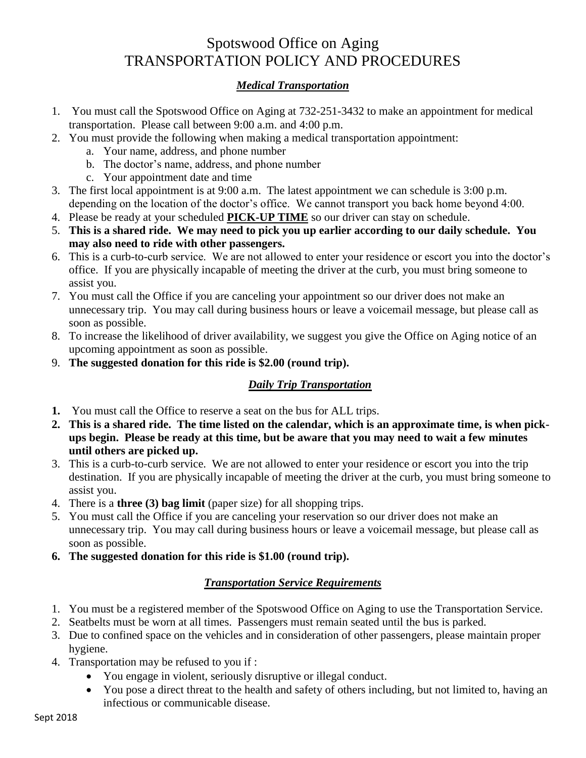# Spotswood Office on Aging
# TRANSPORTATION POLICY AND PROCEDURES

## ***Medical Transportation***

1. You must call the Spotswood Office on Aging at 732-251-3432 to make an appointment for medical transportation. Please call between 9:00 a.m. and 4:00 p.m.
2. You must provide the following when making a medical transportation appointment:
   a. Your name, address, and phone number
   b. The doctor's name, address, and phone number
   c. Your appointment date and time
3. The first local appointment is at 9:00 a.m. The latest appointment we can schedule is 3:00 p.m. depending on the location of the doctor's office. We cannot transport you back home beyond 4:00.
4. Please be ready at your scheduled **PICK-UP TIME** so our driver can stay on schedule.
5. **This is a shared ride. We may need to pick you up earlier according to our daily schedule. You may also need to ride with other passengers.**
6. This is a curb-to-curb service. We are not allowed to enter your residence or escort you into the doctor's office. If you are physically incapable of meeting the driver at the curb, you must bring someone to assist you.
7. You must call the Office if you are canceling your appointment so our driver does not make an unnecessary trip. You may call during business hours or leave a voicemail message, but please call as soon as possible.
8. To increase the likelihood of driver availability, we suggest you give the Office on Aging notice of an upcoming appointment as soon as possible.
9. **The suggested donation for this ride is $2.00 (round trip).**

## ***Daily Trip Transportation***

1. You must call the Office to reserve a seat on the bus for ALL trips.
2. **This is a shared ride. The time listed on the calendar, which is an approximate time, is when pick-ups begin. Please be ready at this time, but be aware that you may need to wait a few minutes until others are picked up.**
3. This is a curb-to-curb service. We are not allowed to enter your residence or escort you into the trip destination. If you are physically incapable of meeting the driver at the curb, you must bring someone to assist you.
4. There is a **three (3) bag limit** (paper size) for all shopping trips.
5. You must call the Office if you are canceling your reservation so our driver does not make an unnecessary trip. You may call during business hours or leave a voicemail message, but please call as soon as possible.
6. **The suggested donation for this ride is $1.00 (round trip).**

## ***Transportation Service Requirements***

1. You must be a registered member of the Spotswood Office on Aging to use the Transportation Service.
2. Seatbelts must be worn at all times. Passengers must remain seated until the bus is parked.
3. Due to confined space on the vehicles and in consideration of other passengers, please maintain proper hygiene.
4. Transportation may be refused to you if :
   - You engage in violent, seriously disruptive or illegal conduct.
   - You pose a direct threat to the health and safety of others including, but not limited to, having an infectious or communicable disease.

Sept 2018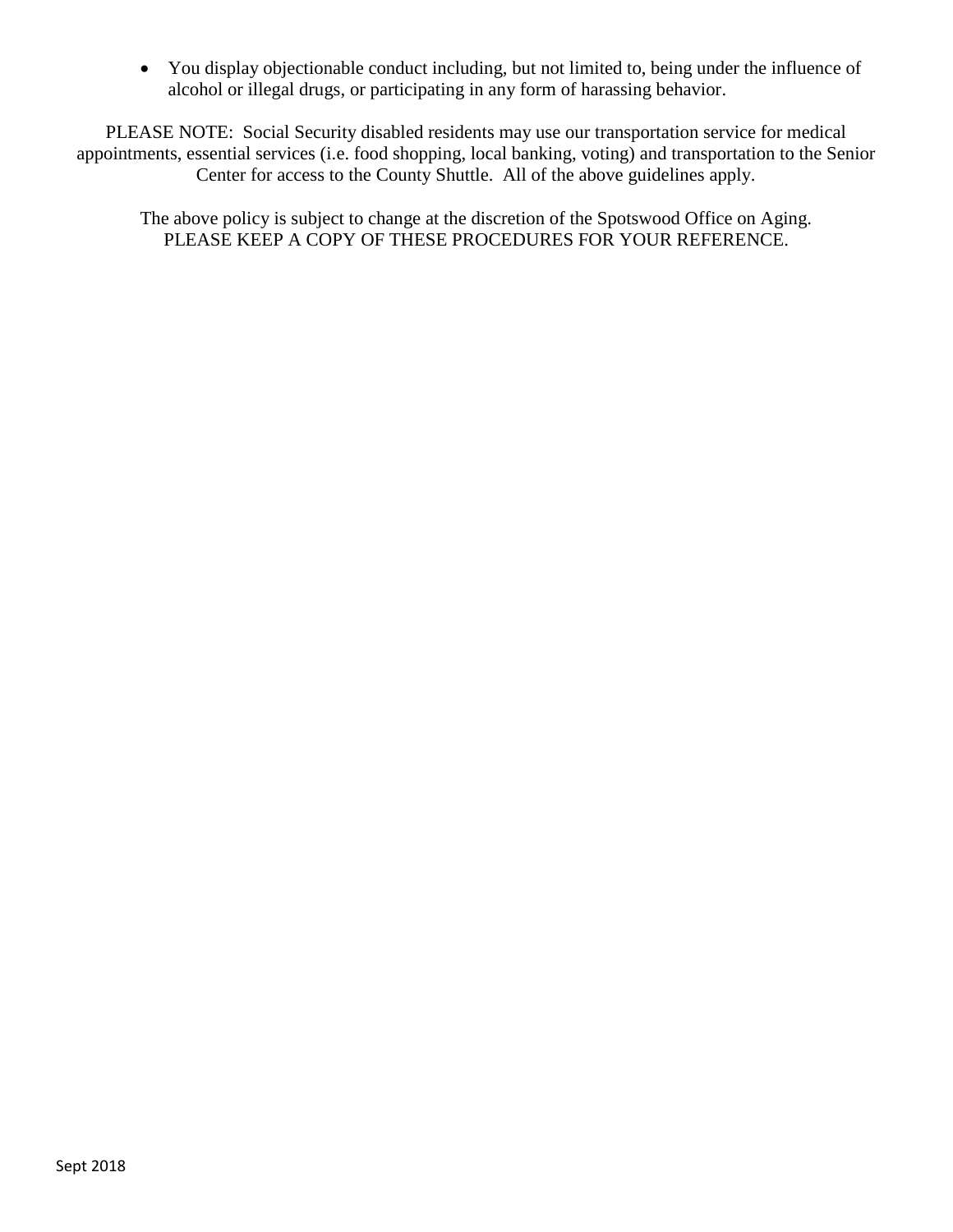- You display objectionable conduct including, but not limited to, being under the influence of alcohol or illegal drugs, or participating in any form of harassing behavior.

PLEASE NOTE: Social Security disabled residents may use our transportation service for medical appointments, essential services (i.e. food shopping, local banking, voting) and transportation to the Senior Center for access to the County Shuttle. All of the above guidelines apply.

The above policy is subject to change at the discretion of the Spotswood Office on Aging.
PLEASE KEEP A COPY OF THESE PROCEDURES FOR YOUR REFERENCE.

Sept 2018